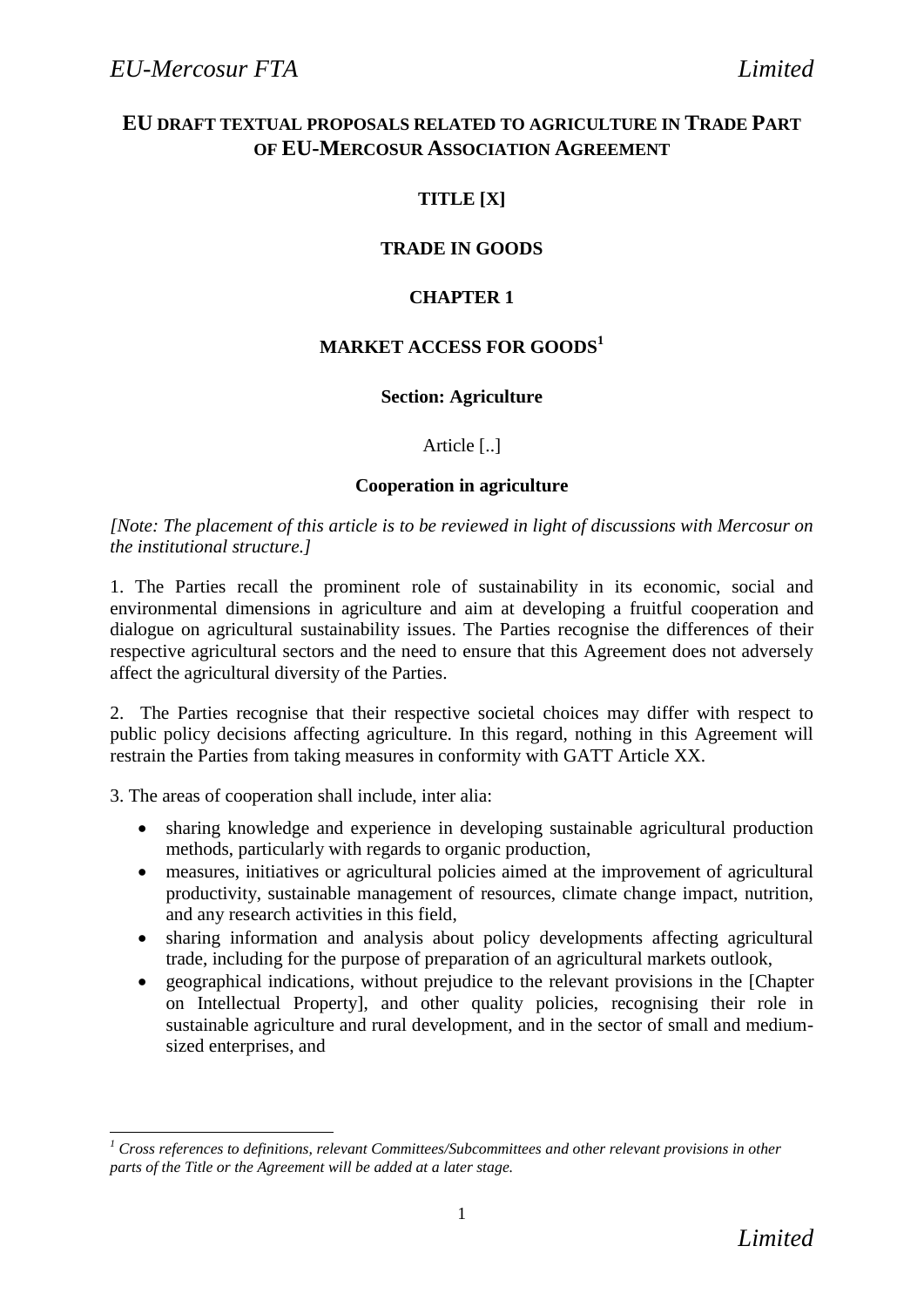# EU DRAFT TEXTUAL PROPOSALS RELATED TO AGRICULTURE IN TRADE PART OF EU-MERCOSUR ASSOCIATION AGREEMENT

## TITLE [X]

## TRADE IN GOODS

## CHAPTER 1

## MARKET ACCESS FOR GOODS[1]

### Section: Agriculture

Article [..]

**Cooperation in agriculture**

*[Note: The placement of this article is to be reviewed in light of discussions with Mercosur on the institutional structure.]*

1. The Parties recall the prominent role of sustainability in its economic, social and environmental dimensions in agriculture and aim at developing a fruitful cooperation and dialogue on agricultural sustainability issues. The Parties recognise the differences of their respective agricultural sectors and the need to ensure that this Agreement does not adversely affect the agricultural diversity of the Parties.

2. The Parties recognise that their respective societal choices may differ with respect to public policy decisions affecting agriculture. In this regard, nothing in this Agreement will restrain the Parties from taking measures in conformity with GATT Article XX.

3. The areas of cooperation shall include, inter alia:

- sharing knowledge and experience in developing sustainable agricultural production methods, particularly with regards to organic production,
- measures, initiatives or agricultural policies aimed at the improvement of agricultural productivity, sustainable management of resources, climate change impact, nutrition, and any research activities in this field,
- sharing information and analysis about policy developments affecting agricultural trade, including for the purpose of preparation of an agricultural markets outlook,
- geographical indications, without prejudice to the relevant provisions in the [Chapter on Intellectual Property], and other quality policies, recognising their role in sustainable agriculture and rural development, and in the sector of small and medium-sized enterprises, and

---

[1] *Cross references to definitions, relevant Committees/Subcommittees and other relevant provisions in other parts of the Title or the Agreement will be added at a later stage.*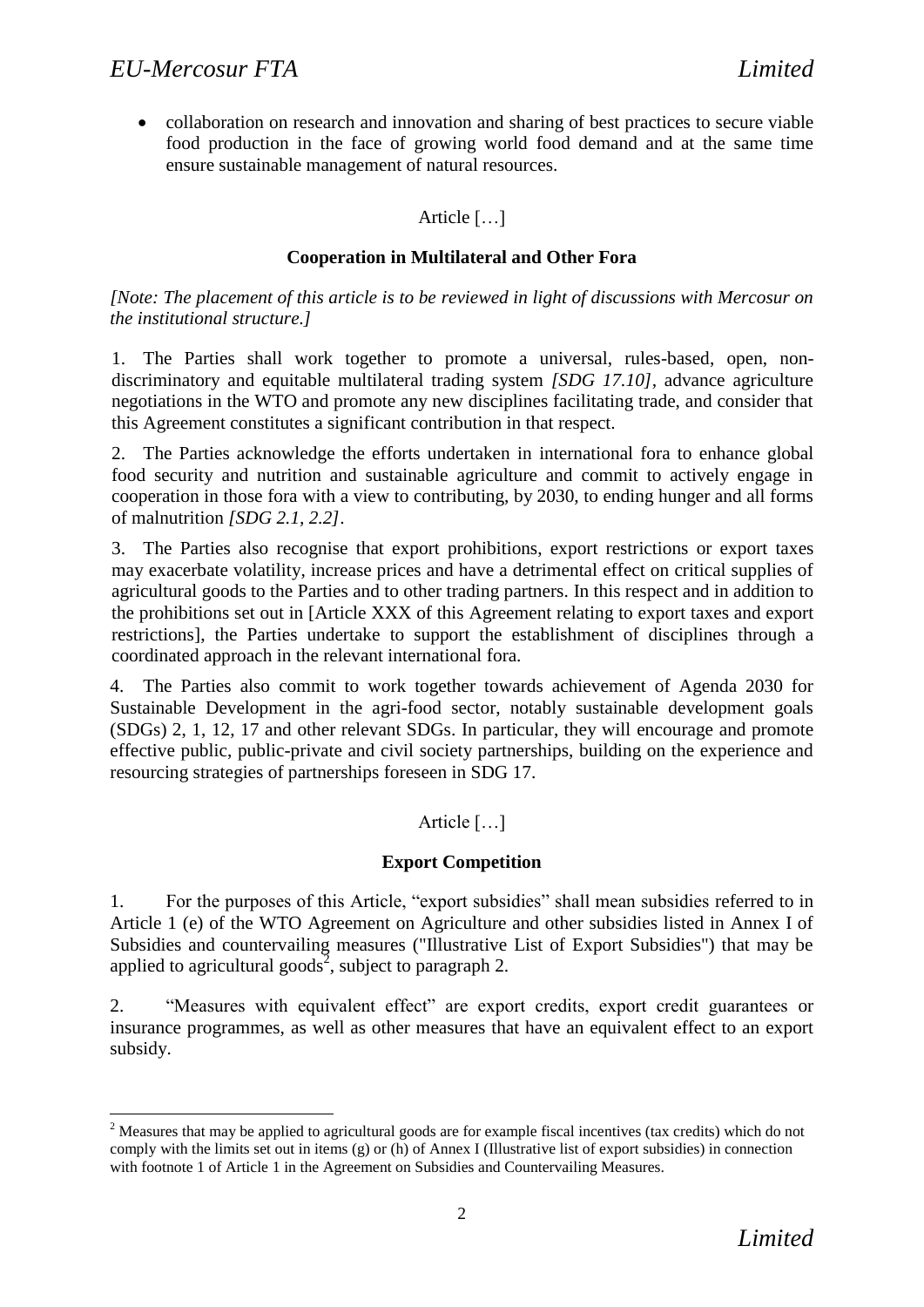- collaboration on research and innovation and sharing of best practices to secure viable food production in the face of growing world food demand and at the same time ensure sustainable management of natural resources.

Article […]

**Cooperation in Multilateral and Other Fora**

*[Note: The placement of this article is to be reviewed in light of discussions with Mercosur on the institutional structure.]*

1. The Parties shall work together to promote a universal, rules-based, open, non-discriminatory and equitable multilateral trading system *[SDG 17.10]*, advance agriculture negotiations in the WTO and promote any new disciplines facilitating trade, and consider that this Agreement constitutes a significant contribution in that respect.

2. The Parties acknowledge the efforts undertaken in international fora to enhance global food security and nutrition and sustainable agriculture and commit to actively engage in cooperation in those fora with a view to contributing, by 2030, to ending hunger and all forms of malnutrition *[SDG 2.1, 2.2]*.

3. The Parties also recognise that export prohibitions, export restrictions or export taxes may exacerbate volatility, increase prices and have a detrimental effect on critical supplies of agricultural goods to the Parties and to other trading partners. In this respect and in addition to the prohibitions set out in [Article XXX of this Agreement relating to export taxes and export restrictions], the Parties undertake to support the establishment of disciplines through a coordinated approach in the relevant international fora.

4. The Parties also commit to work together towards achievement of Agenda 2030 for Sustainable Development in the agri-food sector, notably sustainable development goals (SDGs) 2, 1, 12, 17 and other relevant SDGs. In particular, they will encourage and promote effective public, public-private and civil society partnerships, building on the experience and resourcing strategies of partnerships foreseen in SDG 17.

Article […]

**Export Competition**

1. For the purposes of this Article, "export subsidies" shall mean subsidies referred to in Article 1 (e) of the WTO Agreement on Agriculture and other subsidies listed in Annex I of Subsidies and countervailing measures ("Illustrative List of Export Subsidies") that may be applied to agricultural goods[2], subject to paragraph 2.

2. "Measures with equivalent effect" are export credits, export credit guarantees or insurance programmes, as well as other measures that have an equivalent effect to an export subsidy.

[2] Measures that may be applied to agricultural goods are for example fiscal incentives (tax credits) which do not comply with the limits set out in items (g) or (h) of Annex I (Illustrative list of export subsidies) in connection with footnote 1 of Article 1 in the Agreement on Subsidies and Countervailing Measures.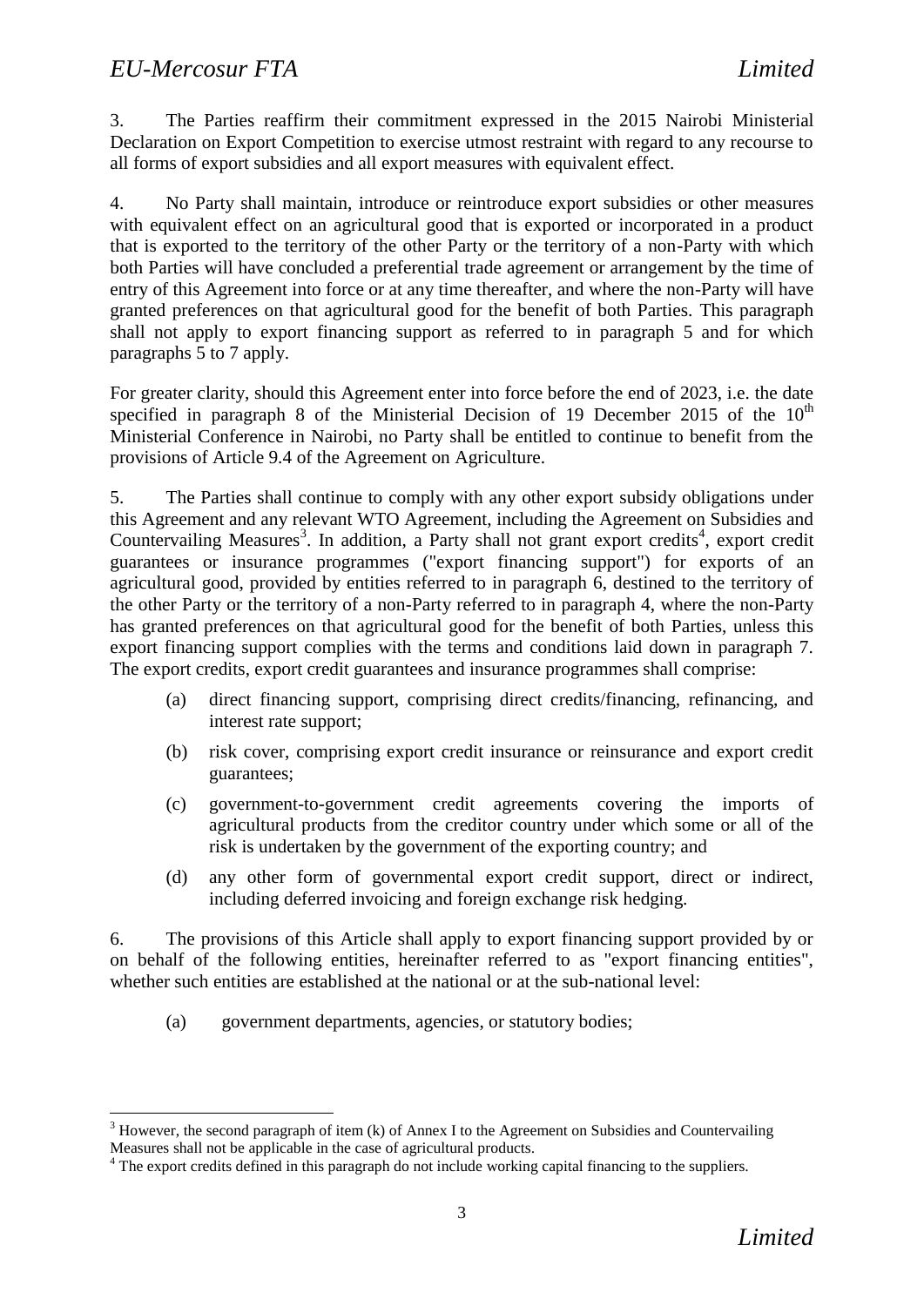3. The Parties reaffirm their commitment expressed in the 2015 Nairobi Ministerial Declaration on Export Competition to exercise utmost restraint with regard to any recourse to all forms of export subsidies and all export measures with equivalent effect.

4. No Party shall maintain, introduce or reintroduce export subsidies or other measures with equivalent effect on an agricultural good that is exported or incorporated in a product that is exported to the territory of the other Party or the territory of a non-Party with which both Parties will have concluded a preferential trade agreement or arrangement by the time of entry of this Agreement into force or at any time thereafter, and where the non-Party will have granted preferences on that agricultural good for the benefit of both Parties. This paragraph shall not apply to export financing support as referred to in paragraph 5 and for which paragraphs 5 to 7 apply.

For greater clarity, should this Agreement enter into force before the end of 2023, i.e. the date specified in paragraph 8 of the Ministerial Decision of 19 December 2015 of the 10th Ministerial Conference in Nairobi, no Party shall be entitled to continue to benefit from the provisions of Article 9.4 of the Agreement on Agriculture.

5. The Parties shall continue to comply with any other export subsidy obligations under this Agreement and any relevant WTO Agreement, including the Agreement on Subsidies and Countervailing Measures[3]. In addition, a Party shall not grant export credits[4], export credit guarantees or insurance programmes ("export financing support") for exports of an agricultural good, provided by entities referred to in paragraph 6, destined to the territory of the other Party or the territory of a non-Party referred to in paragraph 4, where the non-Party has granted preferences on that agricultural good for the benefit of both Parties, unless this export financing support complies with the terms and conditions laid down in paragraph 7. The export credits, export credit guarantees and insurance programmes shall comprise:

(a) direct financing support, comprising direct credits/financing, refinancing, and interest rate support;

(b) risk cover, comprising export credit insurance or reinsurance and export credit guarantees;

(c) government-to-government credit agreements covering the imports of agricultural products from the creditor country under which some or all of the risk is undertaken by the government of the exporting country; and

(d) any other form of governmental export credit support, direct or indirect, including deferred invoicing and foreign exchange risk hedging.

6. The provisions of this Article shall apply to export financing support provided by or on behalf of the following entities, hereinafter referred to as "export financing entities", whether such entities are established at the national or at the sub-national level:

(a) government departments, agencies, or statutory bodies;

---

[3] However, the second paragraph of item (k) of Annex I to the Agreement on Subsidies and Countervailing Measures shall not be applicable in the case of agricultural products.

[4] The export credits defined in this paragraph do not include working capital financing to the suppliers.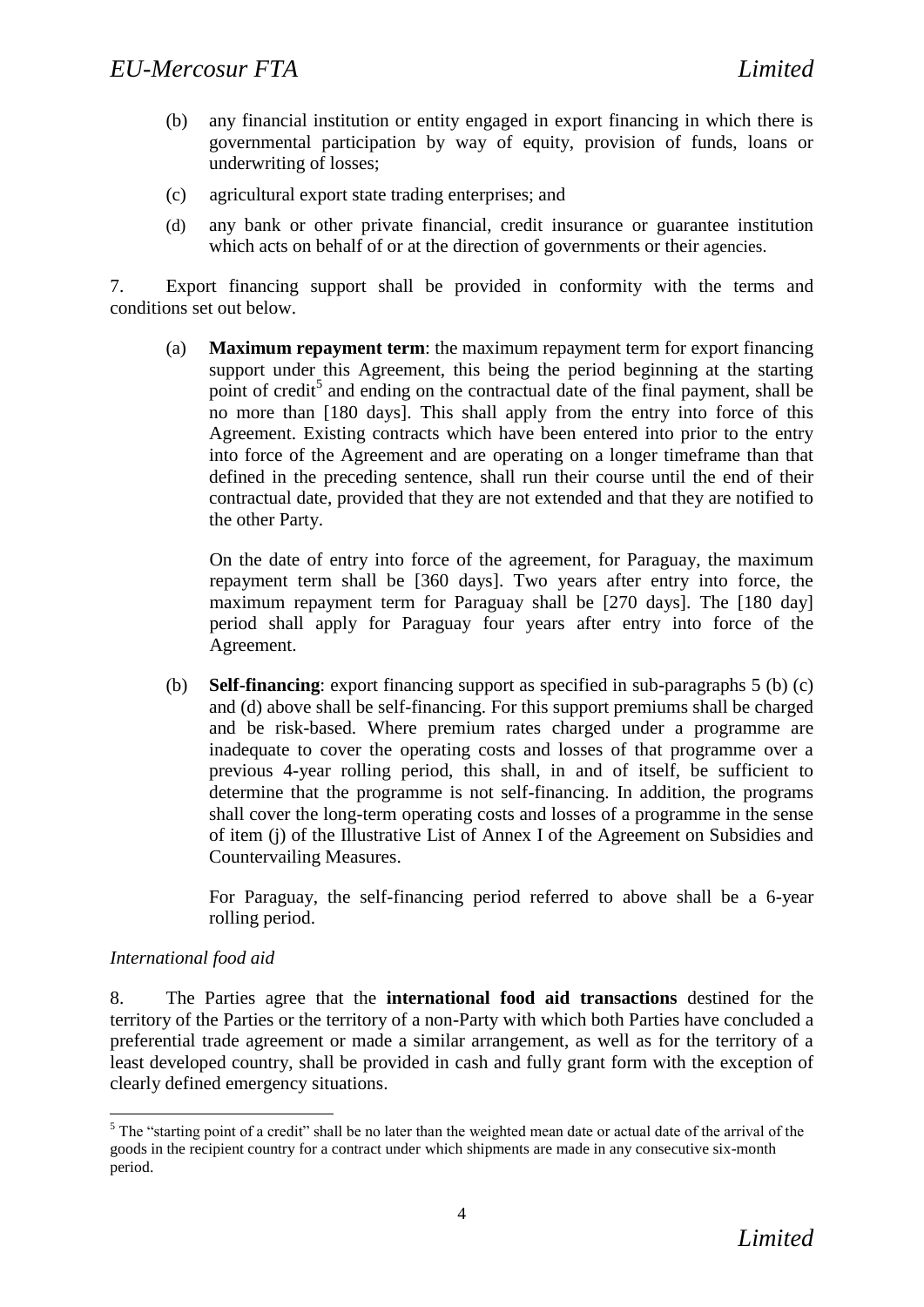(b) any financial institution or entity engaged in export financing in which there is governmental participation by way of equity, provision of funds, loans or underwriting of losses;

(c) agricultural export state trading enterprises; and

(d) any bank or other private financial, credit insurance or guarantee institution which acts on behalf of or at the direction of governments or their agencies.

7. Export financing support shall be provided in conformity with the terms and conditions set out below.

(a) **Maximum repayment term**: the maximum repayment term for export financing support under this Agreement, this being the period beginning at the starting point of credit[5] and ending on the contractual date of the final payment, shall be no more than [180 days]. This shall apply from the entry into force of this Agreement. Existing contracts which have been entered into prior to the entry into force of the Agreement and are operating on a longer timeframe than that defined in the preceding sentence, shall run their course until the end of their contractual date, provided that they are not extended and that they are notified to the other Party.

On the date of entry into force of the agreement, for Paraguay, the maximum repayment term shall be [360 days]. Two years after entry into force, the maximum repayment term for Paraguay shall be [270 days]. The [180 day] period shall apply for Paraguay four years after entry into force of the Agreement.

(b) **Self-financing**: export financing support as specified in sub-paragraphs 5 (b) (c) and (d) above shall be self-financing. For this support premiums shall be charged and be risk-based. Where premium rates charged under a programme are inadequate to cover the operating costs and losses of that programme over a previous 4-year rolling period, this shall, in and of itself, be sufficient to determine that the programme is not self-financing. In addition, the programs shall cover the long-term operating costs and losses of a programme in the sense of item (j) of the Illustrative List of Annex I of the Agreement on Subsidies and Countervailing Measures.

For Paraguay, the self-financing period referred to above shall be a 6-year rolling period.

*International food aid*

8. The Parties agree that the **international food aid transactions** destined for the territory of the Parties or the territory of a non-Party with which both Parties have concluded a preferential trade agreement or made a similar arrangement, as well as for the territory of a least developed country, shall be provided in cash and fully grant form with the exception of clearly defined emergency situations.

---

[5] The "starting point of a credit" shall be no later than the weighted mean date or actual date of the arrival of the goods in the recipient country for a contract under which shipments are made in any consecutive six-month period.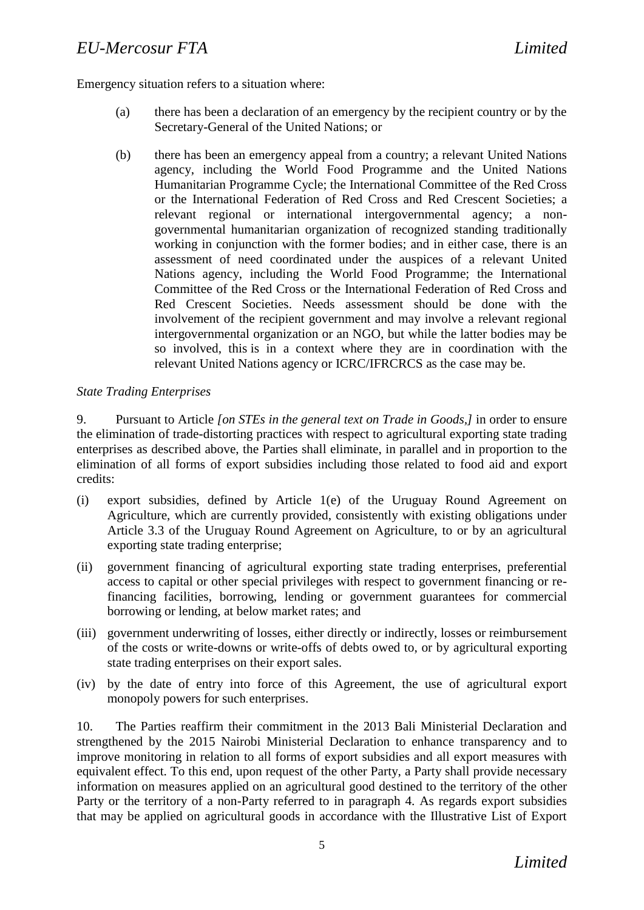Emergency situation refers to a situation where:

(a) there has been a declaration of an emergency by the recipient country or by the Secretary-General of the United Nations; or

(b) there has been an emergency appeal from a country; a relevant United Nations agency, including the World Food Programme and the United Nations Humanitarian Programme Cycle; the International Committee of the Red Cross or the International Federation of Red Cross and Red Crescent Societies; a relevant regional or international intergovernmental agency; a non-governmental humanitarian organization of recognized standing traditionally working in conjunction with the former bodies; and in either case, there is an assessment of need coordinated under the auspices of a relevant United Nations agency, including the World Food Programme; the International Committee of the Red Cross or the International Federation of Red Cross and Red Crescent Societies. Needs assessment should be done with the involvement of the recipient government and may involve a relevant regional intergovernmental organization or an NGO, but while the latter bodies may be so involved, this is in a context where they are in coordination with the relevant United Nations agency or ICRC/IFRCRCS as the case may be.

*State Trading Enterprises*

9. Pursuant to Article *[on STEs in the general text on Trade in Goods,]* in order to ensure the elimination of trade-distorting practices with respect to agricultural exporting state trading enterprises as described above, the Parties shall eliminate, in parallel and in proportion to the elimination of all forms of export subsidies including those related to food aid and export credits:

(i) export subsidies, defined by Article 1(e) of the Uruguay Round Agreement on Agriculture, which are currently provided, consistently with existing obligations under Article 3.3 of the Uruguay Round Agreement on Agriculture, to or by an agricultural exporting state trading enterprise;

(ii) government financing of agricultural exporting state trading enterprises, preferential access to capital or other special privileges with respect to government financing or re-financing facilities, borrowing, lending or government guarantees for commercial borrowing or lending, at below market rates; and

(iii) government underwriting of losses, either directly or indirectly, losses or reimbursement of the costs or write-downs or write-offs of debts owed to, or by agricultural exporting state trading enterprises on their export sales.

(iv) by the date of entry into force of this Agreement, the use of agricultural export monopoly powers for such enterprises.

10. The Parties reaffirm their commitment in the 2013 Bali Ministerial Declaration and strengthened by the 2015 Nairobi Ministerial Declaration to enhance transparency and to improve monitoring in relation to all forms of export subsidies and all export measures with equivalent effect. To this end, upon request of the other Party, a Party shall provide necessary information on measures applied on an agricultural good destined to the territory of the other Party or the territory of a non-Party referred to in paragraph 4. As regards export subsidies that may be applied on agricultural goods in accordance with the Illustrative List of Export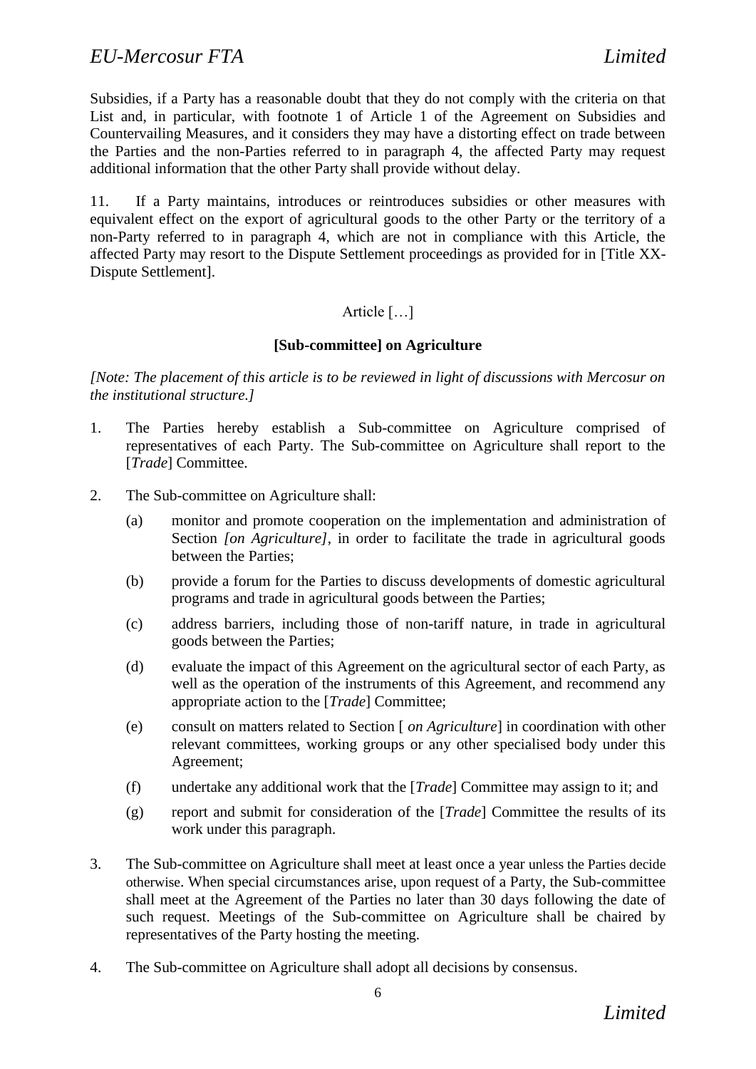Subsidies, if a Party has a reasonable doubt that they do not comply with the criteria on that List and, in particular, with footnote 1 of Article 1 of the Agreement on Subsidies and Countervailing Measures, and it considers they may have a distorting effect on trade between the Parties and the non-Parties referred to in paragraph 4, the affected Party may request additional information that the other Party shall provide without delay.

11. If a Party maintains, introduces or reintroduces subsidies or other measures with equivalent effect on the export of agricultural goods to the other Party or the territory of a non-Party referred to in paragraph 4, which are not in compliance with this Article, the affected Party may resort to the Dispute Settlement proceedings as provided for in [Title XX-Dispute Settlement].

Article […]

**[Sub-committee] on Agriculture**

*[Note: The placement of this article is to be reviewed in light of discussions with Mercosur on the institutional structure.]*

1. The Parties hereby establish a Sub-committee on Agriculture comprised of representatives of each Party. The Sub-committee on Agriculture shall report to the [*Trade*] Committee.

2. The Sub-committee on Agriculture shall:

   (a) monitor and promote cooperation on the implementation and administration of Section *[on Agriculture]*, in order to facilitate the trade in agricultural goods between the Parties;

   (b) provide a forum for the Parties to discuss developments of domestic agricultural programs and trade in agricultural goods between the Parties;

   (c) address barriers, including those of non-tariff nature, in trade in agricultural goods between the Parties;

   (d) evaluate the impact of this Agreement on the agricultural sector of each Party, as well as the operation of the instruments of this Agreement, and recommend any appropriate action to the [*Trade*] Committee;

   (e) consult on matters related to Section [ *on Agriculture*] in coordination with other relevant committees, working groups or any other specialised body under this Agreement;

   (f) undertake any additional work that the [*Trade*] Committee may assign to it; and

   (g) report and submit for consideration of the [*Trade*] Committee the results of its work under this paragraph.

3. The Sub-committee on Agriculture shall meet at least once a year unless the Parties decide otherwise. When special circumstances arise, upon request of a Party, the Sub-committee shall meet at the Agreement of the Parties no later than 30 days following the date of such request. Meetings of the Sub-committee on Agriculture shall be chaired by representatives of the Party hosting the meeting.

4. The Sub-committee on Agriculture shall adopt all decisions by consensus.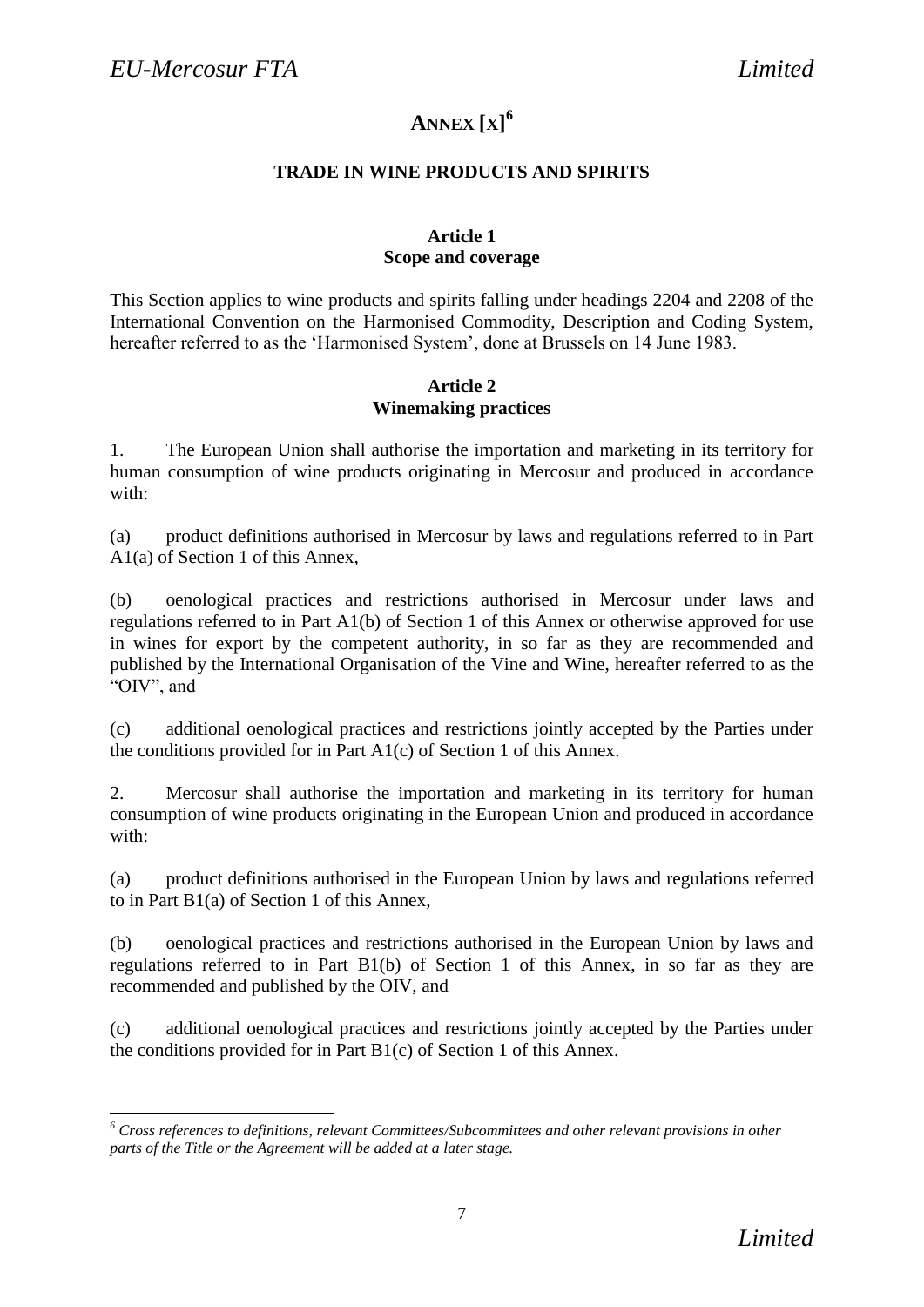# ANNEX [X][6]

## TRADE IN WINE PRODUCTS AND SPIRITS

### Article 1
### Scope and coverage

This Section applies to wine products and spirits falling under headings 2204 and 2208 of the International Convention on the Harmonised Commodity, Description and Coding System, hereafter referred to as the 'Harmonised System', done at Brussels on 14 June 1983.

### Article 2
### Winemaking practices

1. The European Union shall authorise the importation and marketing in its territory for human consumption of wine products originating in Mercosur and produced in accordance with:

(a) product definitions authorised in Mercosur by laws and regulations referred to in Part A1(a) of Section 1 of this Annex,

(b) oenological practices and restrictions authorised in Mercosur under laws and regulations referred to in Part A1(b) of Section 1 of this Annex or otherwise approved for use in wines for export by the competent authority, in so far as they are recommended and published by the International Organisation of the Vine and Wine, hereafter referred to as the "OIV", and

(c) additional oenological practices and restrictions jointly accepted by the Parties under the conditions provided for in Part A1(c) of Section 1 of this Annex.

2. Mercosur shall authorise the importation and marketing in its territory for human consumption of wine products originating in the European Union and produced in accordance with:

(a) product definitions authorised in the European Union by laws and regulations referred to in Part B1(a) of Section 1 of this Annex,

(b) oenological practices and restrictions authorised in the European Union by laws and regulations referred to in Part B1(b) of Section 1 of this Annex, in so far as they are recommended and published by the OIV, and

(c) additional oenological practices and restrictions jointly accepted by the Parties under the conditions provided for in Part B1(c) of Section 1 of this Annex.

---

[6] *Cross references to definitions, relevant Committees/Subcommittees and other relevant provisions in other parts of the Title or the Agreement will be added at a later stage.*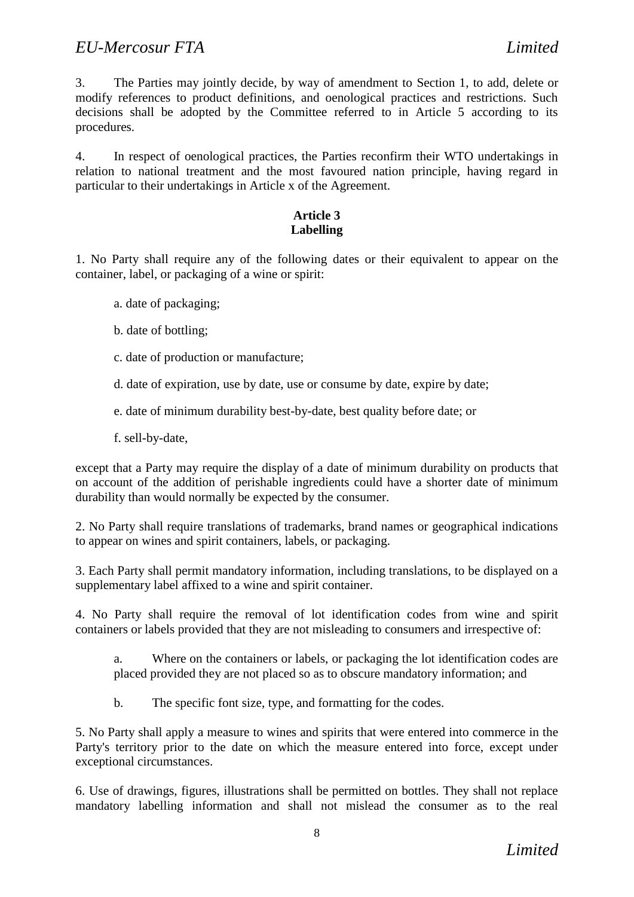3. The Parties may jointly decide, by way of amendment to Section 1, to add, delete or modify references to product definitions, and oenological practices and restrictions. Such decisions shall be adopted by the Committee referred to in Article 5 according to its procedures.

4. In respect of oenological practices, the Parties reconfirm their WTO undertakings in relation to national treatment and the most favoured nation principle, having regard in particular to their undertakings in Article x of the Agreement.

**Article 3**
**Labelling**

1. No Party shall require any of the following dates or their equivalent to appear on the container, label, or packaging of a wine or spirit:

   a. date of packaging;

   b. date of bottling;

   c. date of production or manufacture;

   d. date of expiration, use by date, use or consume by date, expire by date;

   e. date of minimum durability best-by-date, best quality before date; or

   f. sell-by-date,

except that a Party may require the display of a date of minimum durability on products that on account of the addition of perishable ingredients could have a shorter date of minimum durability than would normally be expected by the consumer.

2. No Party shall require translations of trademarks, brand names or geographical indications to appear on wines and spirit containers, labels, or packaging.

3. Each Party shall permit mandatory information, including translations, to be displayed on a supplementary label affixed to a wine and spirit container.

4. No Party shall require the removal of lot identification codes from wine and spirit containers or labels provided that they are not misleading to consumers and irrespective of:

   a. Where on the containers or labels, or packaging the lot identification codes are placed provided they are not placed so as to obscure mandatory information; and

   b. The specific font size, type, and formatting for the codes.

5. No Party shall apply a measure to wines and spirits that were entered into commerce in the Party's territory prior to the date on which the measure entered into force, except under exceptional circumstances.

6. Use of drawings, figures, illustrations shall be permitted on bottles. They shall not replace mandatory labelling information and shall not mislead the consumer as to the real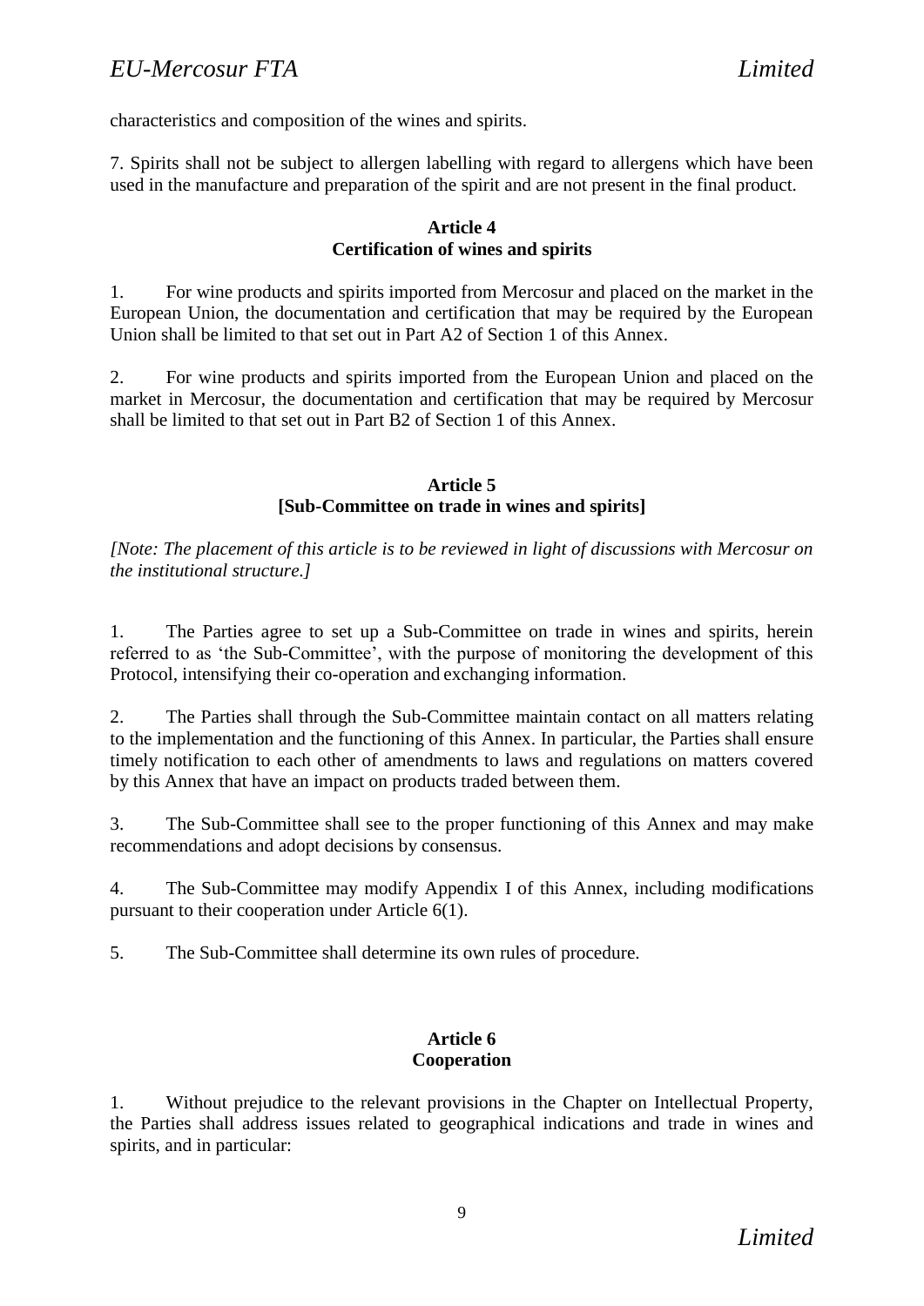characteristics and composition of the wines and spirits.

7. Spirits shall not be subject to allergen labelling with regard to allergens which have been used in the manufacture and preparation of the spirit and are not present in the final product.

**Article 4**
**Certification of wines and spirits**

1. For wine products and spirits imported from Mercosur and placed on the market in the European Union, the documentation and certification that may be required by the European Union shall be limited to that set out in Part A2 of Section 1 of this Annex.

2. For wine products and spirits imported from the European Union and placed on the market in Mercosur, the documentation and certification that may be required by Mercosur shall be limited to that set out in Part B2 of Section 1 of this Annex.

**Article 5**
**[Sub-Committee on trade in wines and spirits]**

*[Note: The placement of this article is to be reviewed in light of discussions with Mercosur on the institutional structure.]*

1. The Parties agree to set up a Sub-Committee on trade in wines and spirits, herein referred to as 'the Sub-Committee', with the purpose of monitoring the development of this Protocol, intensifying their co-operation and exchanging information.

2. The Parties shall through the Sub-Committee maintain contact on all matters relating to the implementation and the functioning of this Annex. In particular, the Parties shall ensure timely notification to each other of amendments to laws and regulations on matters covered by this Annex that have an impact on products traded between them.

3. The Sub-Committee shall see to the proper functioning of this Annex and may make recommendations and adopt decisions by consensus.

4. The Sub-Committee may modify Appendix I of this Annex, including modifications pursuant to their cooperation under Article 6(1).

5. The Sub-Committee shall determine its own rules of procedure.

**Article 6**
**Cooperation**

1. Without prejudice to the relevant provisions in the Chapter on Intellectual Property, the Parties shall address issues related to geographical indications and trade in wines and spirits, and in particular: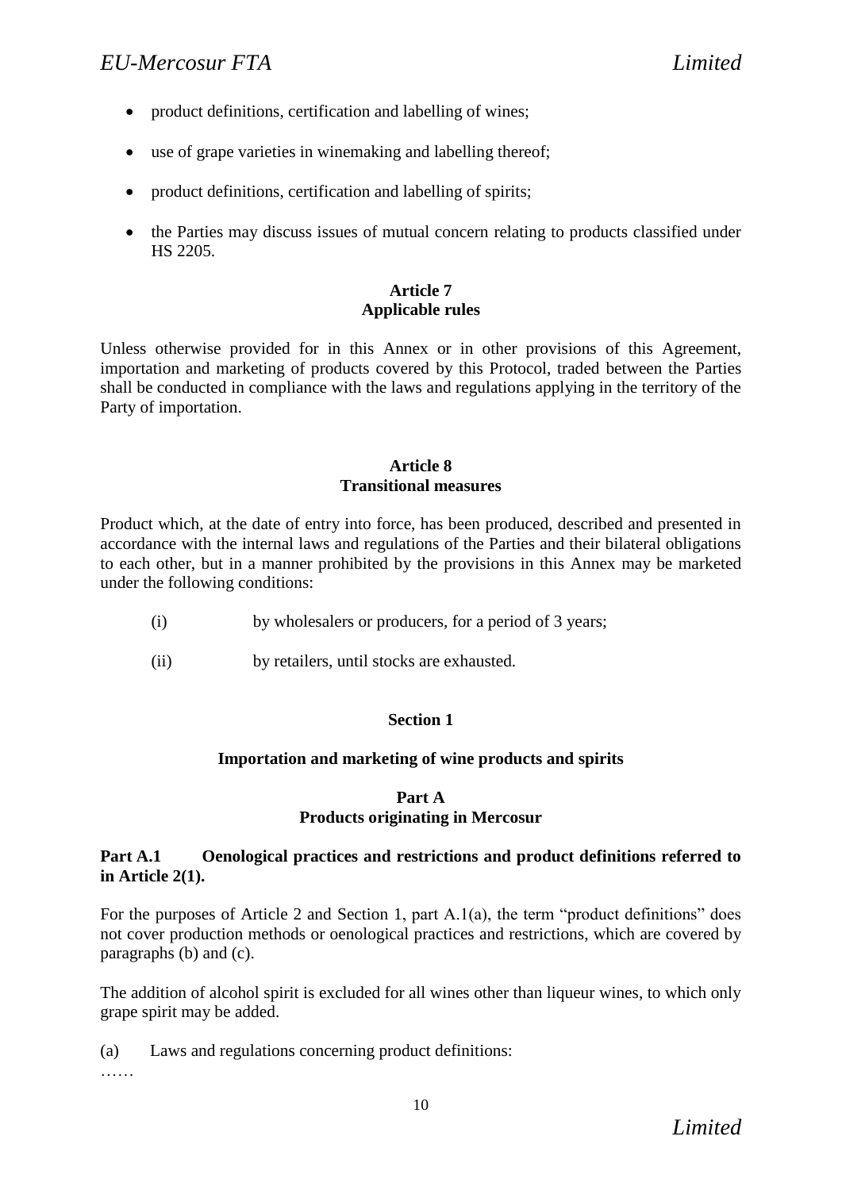- product definitions, certification and labelling of wines;
- use of grape varieties in winemaking and labelling thereof;
- product definitions, certification and labelling of spirits;
- the Parties may discuss issues of mutual concern relating to products classified under HS 2205.

**Article 7**
**Applicable rules**

Unless otherwise provided for in this Annex or in other provisions of this Agreement, importation and marketing of products covered by this Protocol, traded between the Parties shall be conducted in compliance with the laws and regulations applying in the territory of the Party of importation.

**Article 8**
**Transitional measures**

Product which, at the date of entry into force, has been produced, described and presented in accordance with the internal laws and regulations of the Parties and their bilateral obligations to each other, but in a manner prohibited by the provisions in this Annex may be marketed under the following conditions:

(i) by wholesalers or producers, for a period of 3 years;

(ii) by retailers, until stocks are exhausted.

**Section 1**

**Importation and marketing of wine products and spirits**

**Part A**
**Products originating in Mercosur**

**Part A.1 Oenological practices and restrictions and product definitions referred to in Article 2(1).**

For the purposes of Article 2 and Section 1, part A.1(a), the term "product definitions" does not cover production methods or oenological practices and restrictions, which are covered by paragraphs (b) and (c).

The addition of alcohol spirit is excluded for all wines other than liqueur wines, to which only grape spirit may be added.

(a) Laws and regulations concerning product definitions:

……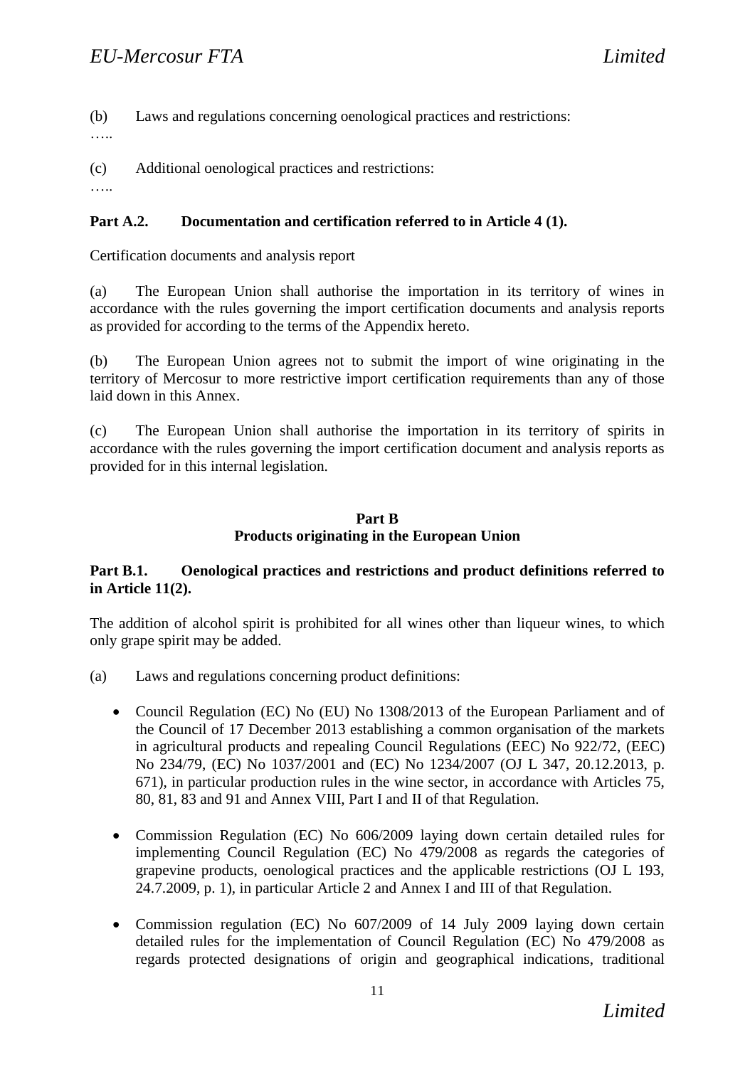(b) Laws and regulations concerning oenological practices and restrictions:

…..

(c) Additional oenological practices and restrictions:

…..

**Part A.2. Documentation and certification referred to in Article 4 (1).**

Certification documents and analysis report

(a) The European Union shall authorise the importation in its territory of wines in accordance with the rules governing the import certification documents and analysis reports as provided for according to the terms of the Appendix hereto.

(b) The European Union agrees not to submit the import of wine originating in the territory of Mercosur to more restrictive import certification requirements than any of those laid down in this Annex.

(c) The European Union shall authorise the importation in its territory of spirits in accordance with the rules governing the import certification document and analysis reports as provided for in this internal legislation.

**Part B**
**Products originating in the European Union**

**Part B.1. Oenological practices and restrictions and product definitions referred to in Article 11(2).**

The addition of alcohol spirit is prohibited for all wines other than liqueur wines, to which only grape spirit may be added.

(a) Laws and regulations concerning product definitions:

- Council Regulation (EC) No (EU) No 1308/2013 of the European Parliament and of the Council of 17 December 2013 establishing a common organisation of the markets in agricultural products and repealing Council Regulations (EEC) No 922/72, (EEC) No 234/79, (EC) No 1037/2001 and (EC) No 1234/2007 (OJ L 347, 20.12.2013, p. 671), in particular production rules in the wine sector, in accordance with Articles 75, 80, 81, 83 and 91 and Annex VIII, Part I and II of that Regulation.

- Commission Regulation (EC) No 606/2009 laying down certain detailed rules for implementing Council Regulation (EC) No 479/2008 as regards the categories of grapevine products, oenological practices and the applicable restrictions (OJ L 193, 24.7.2009, p. 1), in particular Article 2 and Annex I and III of that Regulation.

- Commission regulation (EC) No 607/2009 of 14 July 2009 laying down certain detailed rules for the implementation of Council Regulation (EC) No 479/2008 as regards protected designations of origin and geographical indications, traditional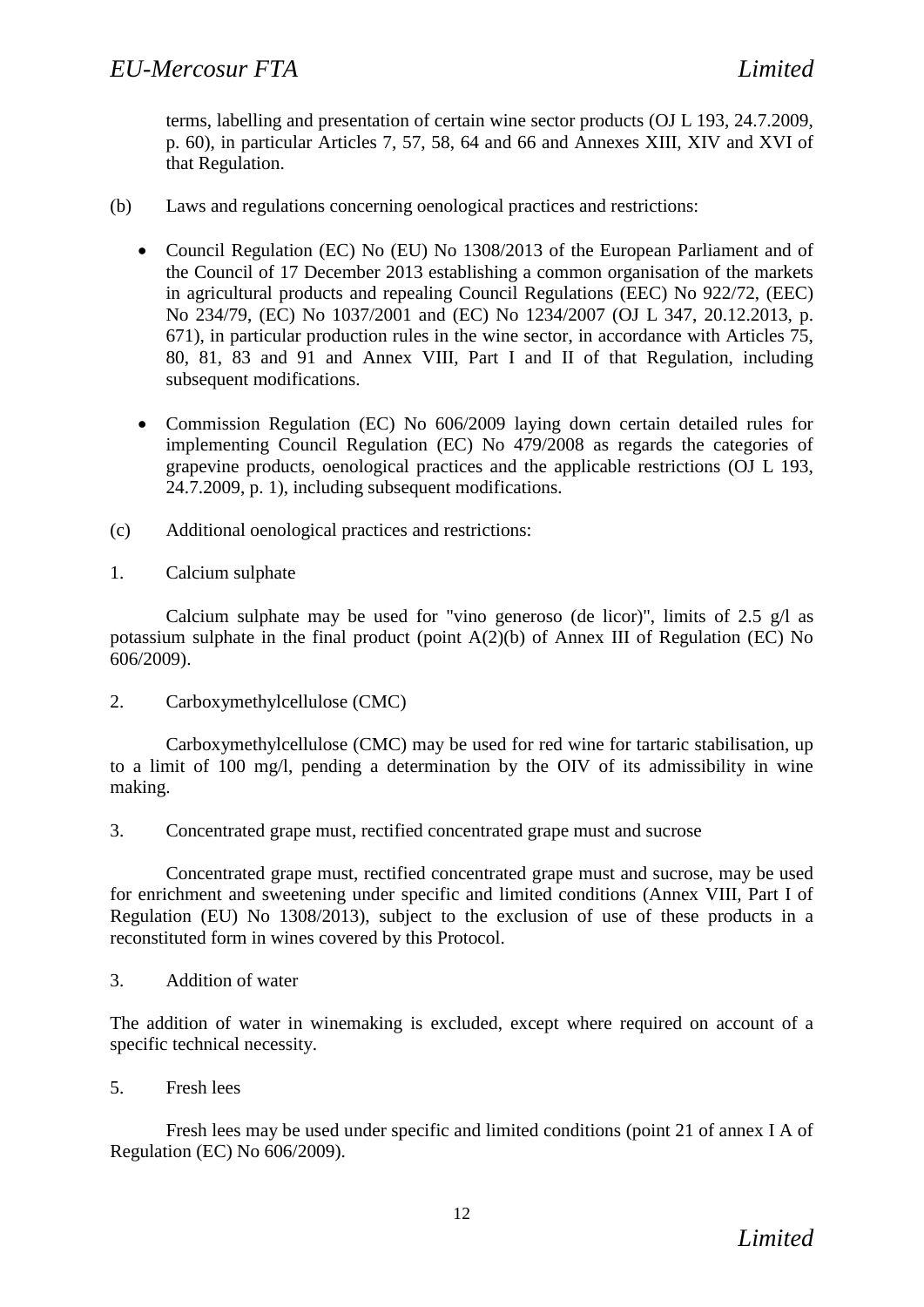terms, labelling and presentation of certain wine sector products (OJ L 193, 24.7.2009, p. 60), in particular Articles 7, 57, 58, 64 and 66 and Annexes XIII, XIV and XVI of that Regulation.

(b) Laws and regulations concerning oenological practices and restrictions:

- Council Regulation (EC) No (EU) No 1308/2013 of the European Parliament and of the Council of 17 December 2013 establishing a common organisation of the markets in agricultural products and repealing Council Regulations (EEC) No 922/72, (EEC) No 234/79, (EC) No 1037/2001 and (EC) No 1234/2007 (OJ L 347, 20.12.2013, p. 671), in particular production rules in the wine sector, in accordance with Articles 75, 80, 81, 83 and 91 and Annex VIII, Part I and II of that Regulation, including subsequent modifications.

- Commission Regulation (EC) No 606/2009 laying down certain detailed rules for implementing Council Regulation (EC) No 479/2008 as regards the categories of grapevine products, oenological practices and the applicable restrictions (OJ L 193, 24.7.2009, p. 1), including subsequent modifications.

(c) Additional oenological practices and restrictions:

1. Calcium sulphate

Calcium sulphate may be used for "vino generoso (de licor)", limits of 2.5 g/l as potassium sulphate in the final product (point A(2)(b) of Annex III of Regulation (EC) No 606/2009).

2. Carboxymethylcellulose (CMC)

Carboxymethylcellulose (CMC) may be used for red wine for tartaric stabilisation, up to a limit of 100 mg/l, pending a determination by the OIV of its admissibility in wine making.

3. Concentrated grape must, rectified concentrated grape must and sucrose

Concentrated grape must, rectified concentrated grape must and sucrose, may be used for enrichment and sweetening under specific and limited conditions (Annex VIII, Part I of Regulation (EU) No 1308/2013), subject to the exclusion of use of these products in a reconstituted form in wines covered by this Protocol.

3. Addition of water

The addition of water in winemaking is excluded, except where required on account of a specific technical necessity.

5. Fresh lees

Fresh lees may be used under specific and limited conditions (point 21 of annex I A of Regulation (EC) No 606/2009).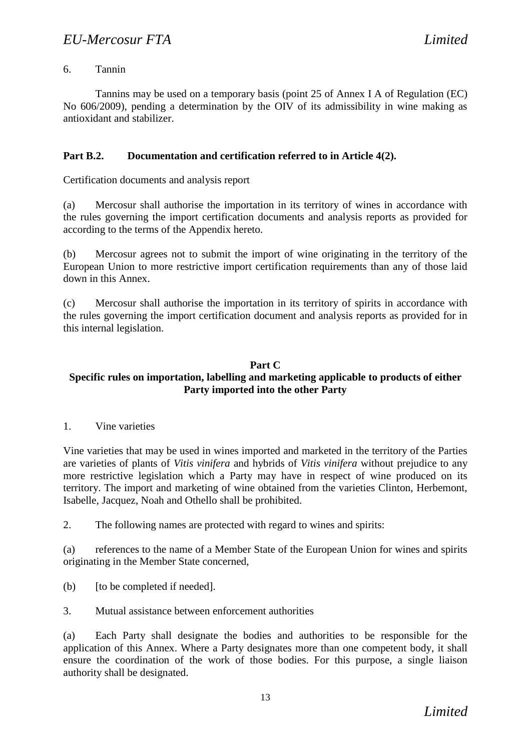6. Tannin

Tannins may be used on a temporary basis (point 25 of Annex I A of Regulation (EC) No 606/2009), pending a determination by the OIV of its admissibility in wine making as antioxidant and stabilizer.

## Part B.2. Documentation and certification referred to in Article 4(2).

Certification documents and analysis report

(a) Mercosur shall authorise the importation in its territory of wines in accordance with the rules governing the import certification documents and analysis reports as provided for according to the terms of the Appendix hereto.

(b) Mercosur agrees not to submit the import of wine originating in the territory of the European Union to more restrictive import certification requirements than any of those laid down in this Annex.

(c) Mercosur shall authorise the importation in its territory of spirits in accordance with the rules governing the import certification document and analysis reports as provided for in this internal legislation.

## Part C
## Specific rules on importation, labelling and marketing applicable to products of either Party imported into the other Party

1. Vine varieties

Vine varieties that may be used in wines imported and marketed in the territory of the Parties are varieties of plants of *Vitis vinifera* and hybrids of *Vitis vinifera* without prejudice to any more restrictive legislation which a Party may have in respect of wine produced on its territory. The import and marketing of wine obtained from the varieties Clinton, Herbemont, Isabelle, Jacquez, Noah and Othello shall be prohibited.

2. The following names are protected with regard to wines and spirits:

(a) references to the name of a Member State of the European Union for wines and spirits originating in the Member State concerned,

(b) [to be completed if needed].

3. Mutual assistance between enforcement authorities

(a) Each Party shall designate the bodies and authorities to be responsible for the application of this Annex. Where a Party designates more than one competent body, it shall ensure the coordination of the work of those bodies. For this purpose, a single liaison authority shall be designated.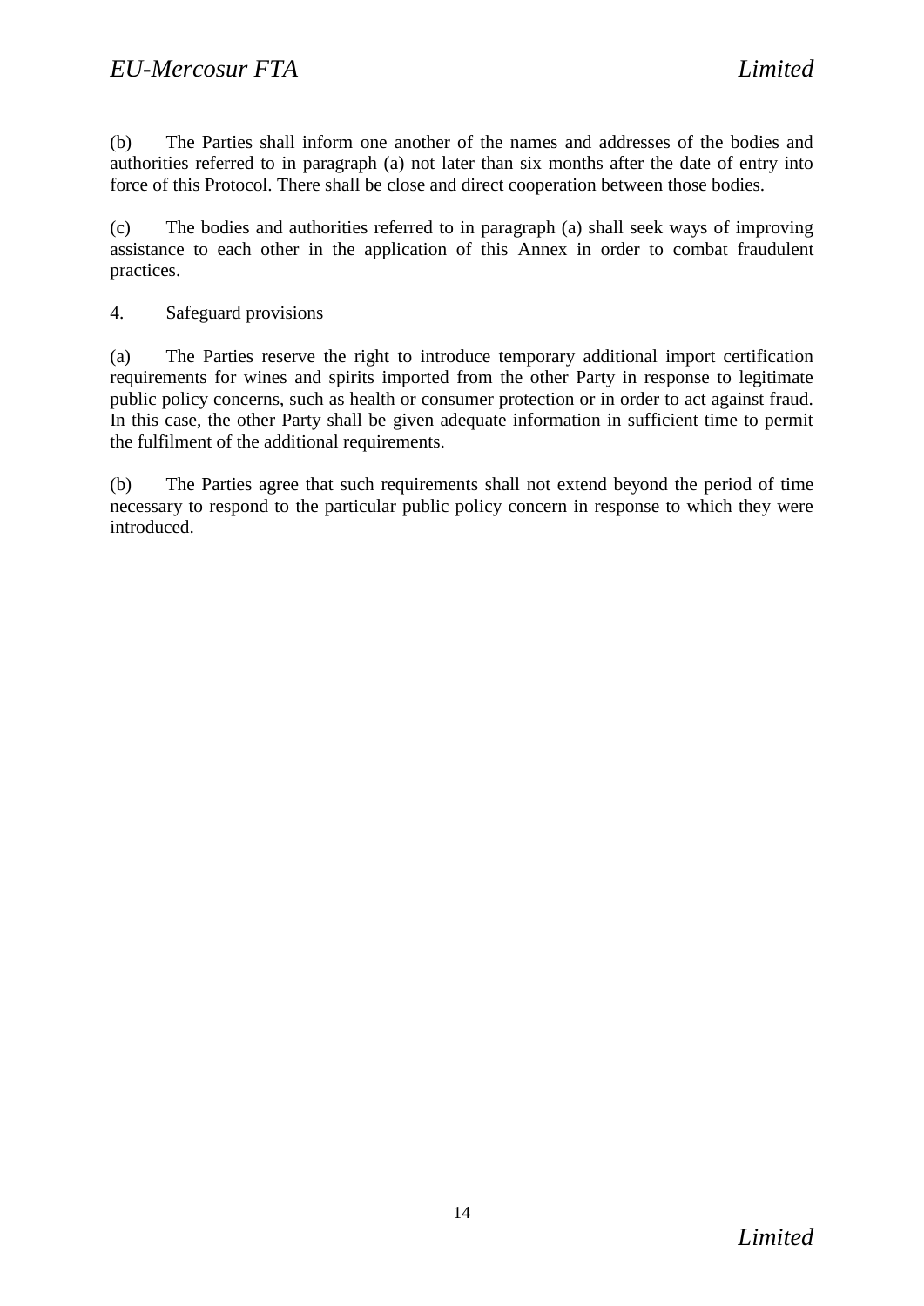(b) The Parties shall inform one another of the names and addresses of the bodies and authorities referred to in paragraph (a) not later than six months after the date of entry into force of this Protocol. There shall be close and direct cooperation between those bodies.

(c) The bodies and authorities referred to in paragraph (a) shall seek ways of improving assistance to each other in the application of this Annex in order to combat fraudulent practices.

4. Safeguard provisions

(a) The Parties reserve the right to introduce temporary additional import certification requirements for wines and spirits imported from the other Party in response to legitimate public policy concerns, such as health or consumer protection or in order to act against fraud. In this case, the other Party shall be given adequate information in sufficient time to permit the fulfilment of the additional requirements.

(b) The Parties agree that such requirements shall not extend beyond the period of time necessary to respond to the particular public policy concern in response to which they were introduced.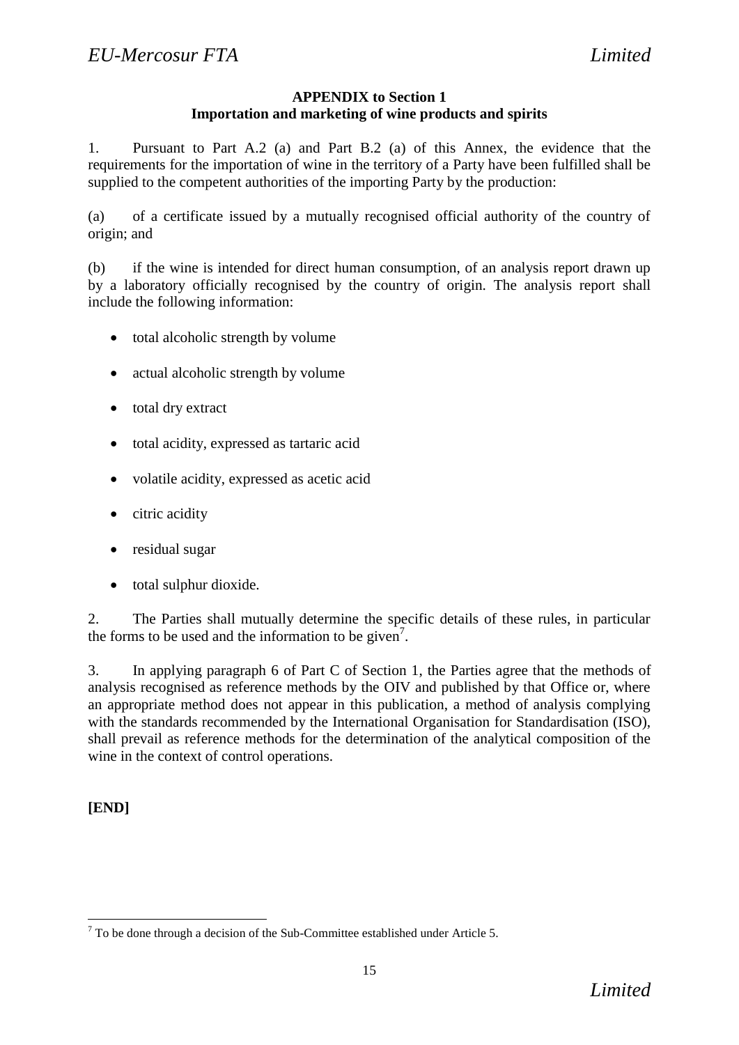**APPENDIX to Section 1**
**Importation and marketing of wine products and spirits**

1. Pursuant to Part A.2 (a) and Part B.2 (a) of this Annex, the evidence that the requirements for the importation of wine in the territory of a Party have been fulfilled shall be supplied to the competent authorities of the importing Party by the production:

(a) of a certificate issued by a mutually recognised official authority of the country of origin; and

(b) if the wine is intended for direct human consumption, of an analysis report drawn up by a laboratory officially recognised by the country of origin. The analysis report shall include the following information:

- total alcoholic strength by volume
- actual alcoholic strength by volume
- total dry extract
- total acidity, expressed as tartaric acid
- volatile acidity, expressed as acetic acid
- citric acidity
- residual sugar
- total sulphur dioxide.

2. The Parties shall mutually determine the specific details of these rules, in particular the forms to be used and the information to be given[7].

3. In applying paragraph 6 of Part C of Section 1, the Parties agree that the methods of analysis recognised as reference methods by the OIV and published by that Office or, where an appropriate method does not appear in this publication, a method of analysis complying with the standards recommended by the International Organisation for Standardisation (ISO), shall prevail as reference methods for the determination of the analytical composition of the wine in the context of control operations.

**[END]**

[7] To be done through a decision of the Sub-Committee established under Article 5.